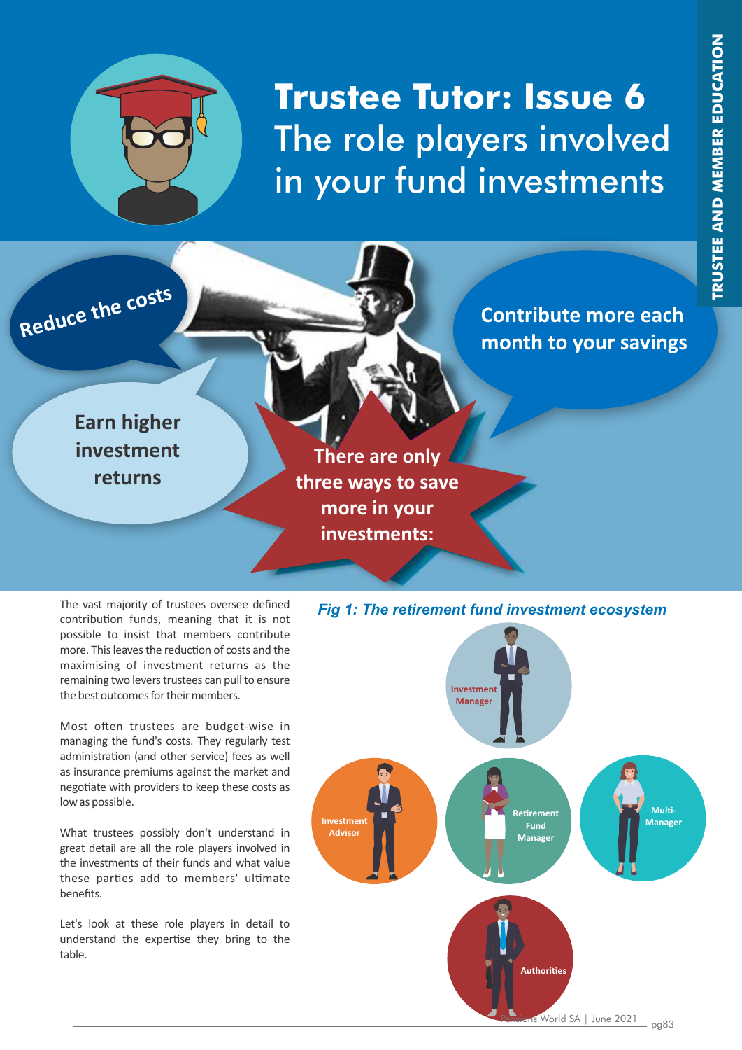# Trustee Tutor: Issue 6

## The role players involved in your fund investments

There are only three ways to save more in your investments:

- Reduce the costs
- Contribute more each month to your savings
- Earn higher investment returns

The vast majority of trustees oversee defined contribution funds, meaning that it is not possible to insist that members contribute more. This leaves the reduction of costs and the maximising of investment returns as the remaining two levers trustees can pull to ensure the best outcomes for their members.

Most often trustees are budget-wise in managing the fund's costs. They regularly test administration (and other service) fees as well as insurance premiums against the market and negotiate with providers to keep these costs as low as possible.

What trustees possibly don't understand in great detail are all the role players involved in the investments of their funds and what value these parties add to members' ultimate benefits.

Let's look at these role players in detail to understand the expertise they bring to the table.

*Fig 1: The retirement fund investment ecosystem*

- Investment Manager
- Investment Advisor
- Retirement Fund Manager
- Multi-Manager
- Authorities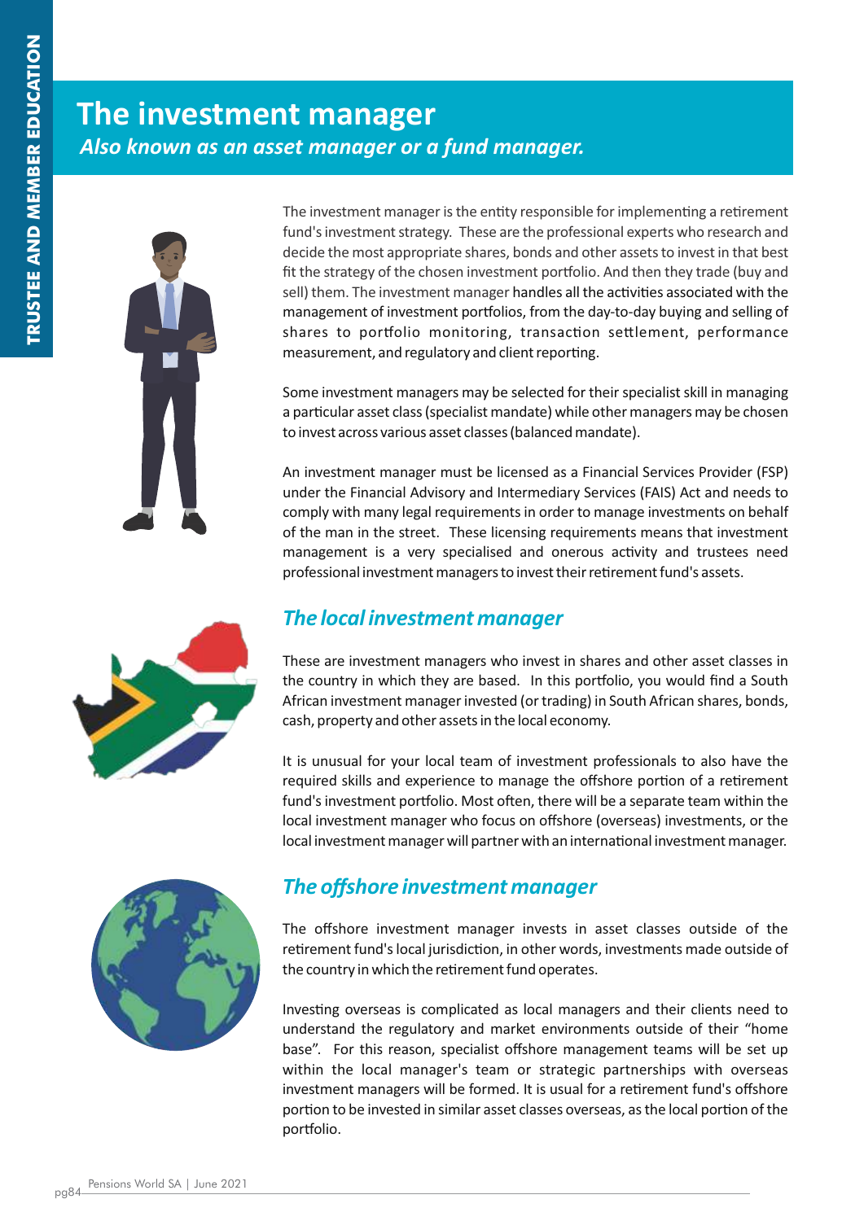# The investment manager

***Also known as an asset manager or a fund manager.***

The investment manager is the entity responsible for implementing a retirement fund's investment strategy. These are the professional experts who research and decide the most appropriate shares, bonds and other assets to invest in that best fit the strategy of the chosen investment portfolio. And then they trade (buy and sell) them. The investment manager handles all the activities associated with the management of investment portfolios, from the day-to-day buying and selling of shares to portfolio monitoring, transaction settlement, performance measurement, and regulatory and client reporting.

Some investment managers may be selected for their specialist skill in managing a particular asset class (specialist mandate) while other managers may be chosen to invest across various asset classes (balanced mandate).

An investment manager must be licensed as a Financial Services Provider (FSP) under the Financial Advisory and Intermediary Services (FAIS) Act and needs to comply with many legal requirements in order to manage investments on behalf of the man in the street. These licensing requirements means that investment management is a very specialised and onerous activity and trustees need professional investment managers to invest their retirement fund's assets.

## *The local investment manager*

These are investment managers who invest in shares and other asset classes in the country in which they are based. In this portfolio, you would find a South African investment manager invested (or trading) in South African shares, bonds, cash, property and other assets in the local economy.

It is unusual for your local team of investment professionals to also have the required skills and experience to manage the offshore portion of a retirement fund's investment portfolio. Most often, there will be a separate team within the local investment manager who focus on offshore (overseas) investments, or the local investment manager will partner with an international investment manager.

## *The offshore investment manager*

The offshore investment manager invests in asset classes outside of the retirement fund's local jurisdiction, in other words, investments made outside of the country in which the retirement fund operates.

Investing overseas is complicated as local managers and their clients need to understand the regulatory and market environments outside of their "home base". For this reason, specialist offshore management teams will be set up within the local manager's team or strategic partnerships with overseas investment managers will be formed. It is usual for a retirement fund's offshore portion to be invested in similar asset classes overseas, as the local portion of the portfolio.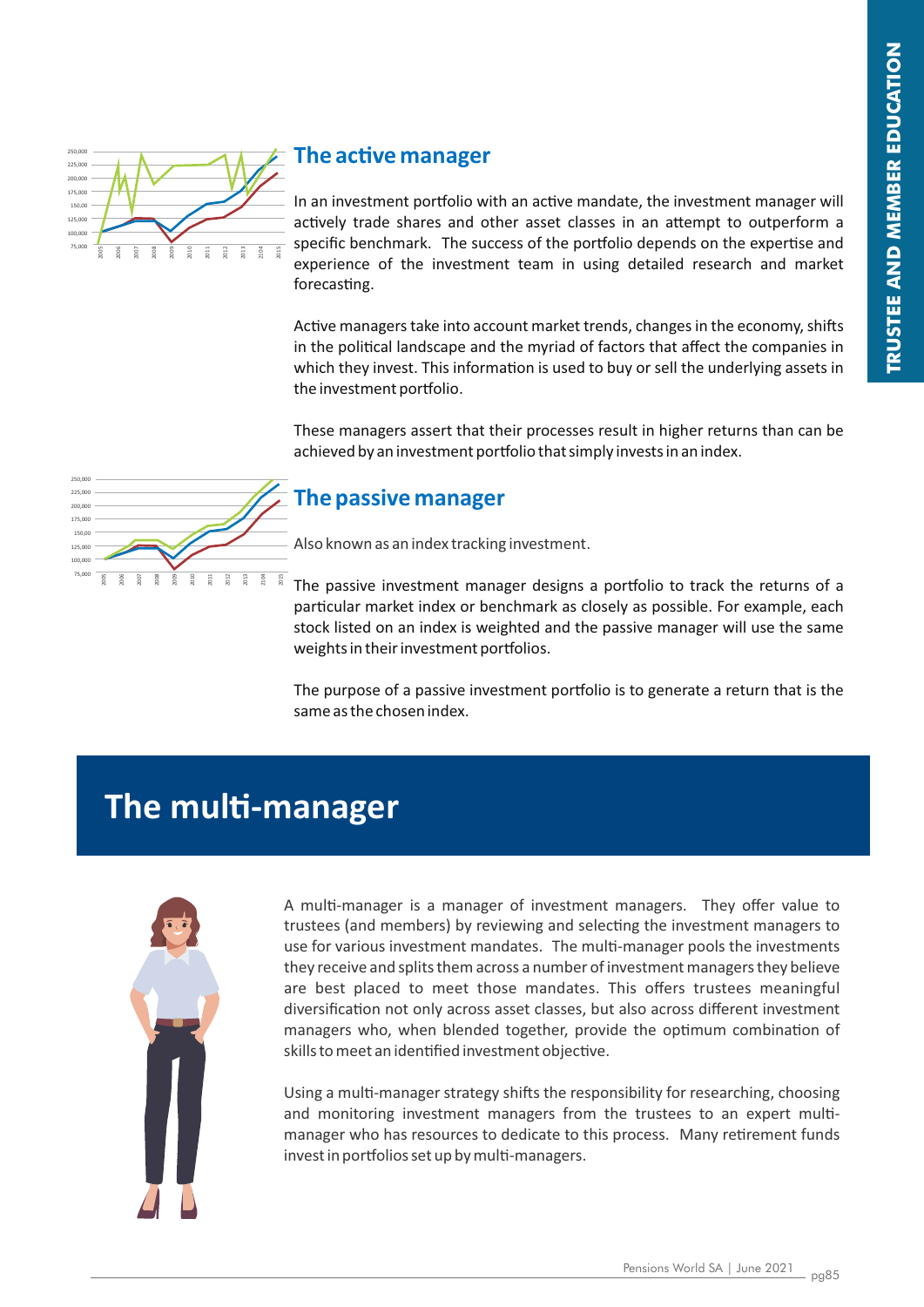## The active manager

In an investment portfolio with an active mandate, the investment manager will actively trade shares and other asset classes in an attempt to outperform a specific benchmark. The success of the portfolio depends on the expertise and experience of the investment team in using detailed research and market forecasting.

Active managers take into account market trends, changes in the economy, shifts in the political landscape and the myriad of factors that affect the companies in which they invest. This information is used to buy or sell the underlying assets in the investment portfolio.

These managers assert that their processes result in higher returns than can be achieved by an investment portfolio that simply invests in an index.

## The passive manager

Also known as an index tracking investment.

The passive investment manager designs a portfolio to track the returns of a particular market index or benchmark as closely as possible. For example, each stock listed on an index is weighted and the passive manager will use the same weights in their investment portfolios.

The purpose of a passive investment portfolio is to generate a return that is the same as the chosen index.

# The multi-manager

A multi-manager is a manager of investment managers. They offer value to trustees (and members) by reviewing and selecting the investment managers to use for various investment mandates. The multi-manager pools the investments they receive and splits them across a number of investment managers they believe are best placed to meet those mandates. This offers trustees meaningful diversification not only across asset classes, but also across different investment managers who, when blended together, provide the optimum combination of skills to meet an identified investment objective.

Using a multi-manager strategy shifts the responsibility for researching, choosing and monitoring investment managers from the trustees to an expert multi-manager who has resources to dedicate to this process. Many retirement funds invest in portfolios set up by multi-managers.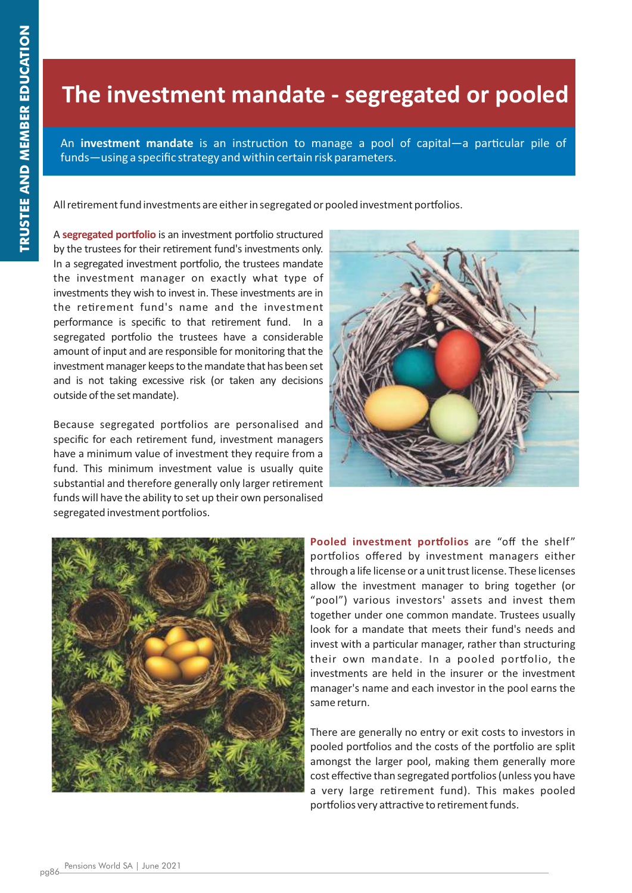# The investment mandate - segregated or pooled

An **investment mandate** is an instruction to manage a pool of capital—a particular pile of funds—using a specific strategy and within certain risk parameters.

All retirement fund investments are either in segregated or pooled investment portfolios.

A **segregated portfolio** is an investment portfolio structured by the trustees for their retirement fund's investments only. In a segregated investment portfolio, the trustees mandate the investment manager on exactly what type of investments they wish to invest in. These investments are in the retirement fund's name and the investment performance is specific to that retirement fund. In a segregated portfolio the trustees have a considerable amount of input and are responsible for monitoring that the investment manager keeps to the mandate that has been set and is not taking excessive risk (or taken any decisions outside of the set mandate).

Because segregated portfolios are personalised and specific for each retirement fund, investment managers have a minimum value of investment they require from a fund. This minimum investment value is usually quite substantial and therefore generally only larger retirement funds will have the ability to set up their own personalised segregated investment portfolios.

**Pooled investment portfolios** are "off the shelf" portfolios offered by investment managers either through a life license or a unit trust license. These licenses allow the investment manager to bring together (or "pool") various investors' assets and invest them together under one common mandate. Trustees usually look for a mandate that meets their fund's needs and invest with a particular manager, rather than structuring their own mandate. In a pooled portfolio, the investments are held in the insurer or the investment manager's name and each investor in the pool earns the same return.

There are generally no entry or exit costs to investors in pooled portfolios and the costs of the portfolio are split amongst the larger pool, making them generally more cost effective than segregated portfolios (unless you have a very large retirement fund). This makes pooled portfolios very attractive to retirement funds.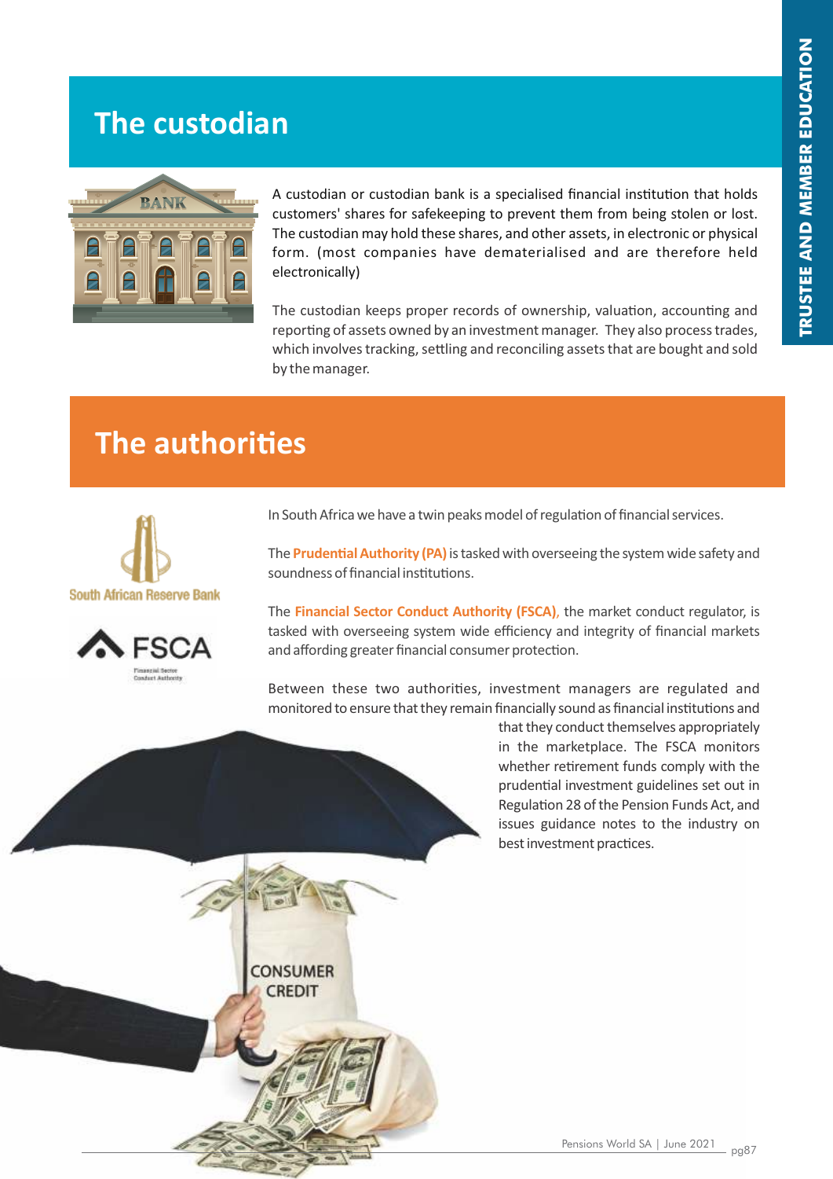# The custodian

A custodian or custodian bank is a specialised financial institution that holds customers' shares for safekeeping to prevent them from being stolen or lost. The custodian may hold these shares, and other assets, in electronic or physical form. (most companies have dematerialised and are therefore held electronically)

The custodian keeps proper records of ownership, valuation, accounting and reporting of assets owned by an investment manager. They also process trades, which involves tracking, settling and reconciling assets that are bought and sold by the manager.

# The authorities

In South Africa we have a twin peaks model of regulation of financial services.

The **Prudential Authority (PA)** is tasked with overseeing the system wide safety and soundness of financial institutions.

The **Financial Sector Conduct Authority (FSCA)**, the market conduct regulator, is tasked with overseeing system wide efficiency and integrity of financial markets and affording greater financial consumer protection.

Between these two authorities, investment managers are regulated and monitored to ensure that they remain financially sound as financial institutions and that they conduct themselves appropriately in the marketplace. The FSCA monitors whether retirement funds comply with the prudential investment guidelines set out in Regulation 28 of the Pension Funds Act, and issues guidance notes to the industry on best investment practices.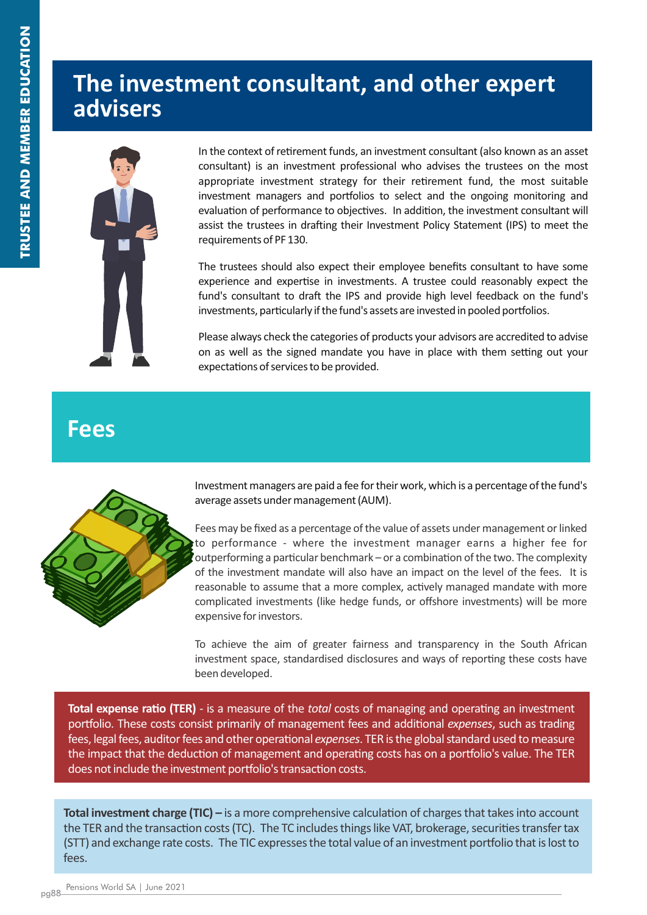# The investment consultant, and other expert advisers

In the context of retirement funds, an investment consultant (also known as an asset consultant) is an investment professional who advises the trustees on the most appropriate investment strategy for their retirement fund, the most suitable investment managers and portfolios to select and the ongoing monitoring and evaluation of performance to objectives. In addition, the investment consultant will assist the trustees in drafting their Investment Policy Statement (IPS) to meet the requirements of PF 130.

The trustees should also expect their employee benefits consultant to have some experience and expertise in investments. A trustee could reasonably expect the fund's consultant to draft the IPS and provide high level feedback on the fund's investments, particularly if the fund's assets are invested in pooled portfolios.

Please always check the categories of products your advisors are accredited to advise on as well as the signed mandate you have in place with them setting out your expectations of services to be provided.

# Fees

Investment managers are paid a fee for their work, which is a percentage of the fund's average assets under management (AUM).

Fees may be fixed as a percentage of the value of assets under management or linked to performance - where the investment manager earns a higher fee for outperforming a particular benchmark – or a combination of the two. The complexity of the investment mandate will also have an impact on the level of the fees. It is reasonable to assume that a more complex, actively managed mandate with more complicated investments (like hedge funds, or offshore investments) will be more expensive for investors.

To achieve the aim of greater fairness and transparency in the South African investment space, standardised disclosures and ways of reporting these costs have been developed.

**Total expense ratio (TER)** - is a measure of the *total* costs of managing and operating an investment portfolio. These costs consist primarily of management fees and additional *expenses*, such as trading fees, legal fees, auditor fees and other operational *expenses*. TER is the global standard used to measure the impact that the deduction of management and operating costs has on a portfolio's value. The TER does not include the investment portfolio's transaction costs.

**Total investment charge (TIC) –** is a more comprehensive calculation of charges that takes into account the TER and the transaction costs (TC). The TC includes things like VAT, brokerage, securities transfer tax (STT) and exchange rate costs. The TIC expresses the total value of an investment portfolio that is lost to fees.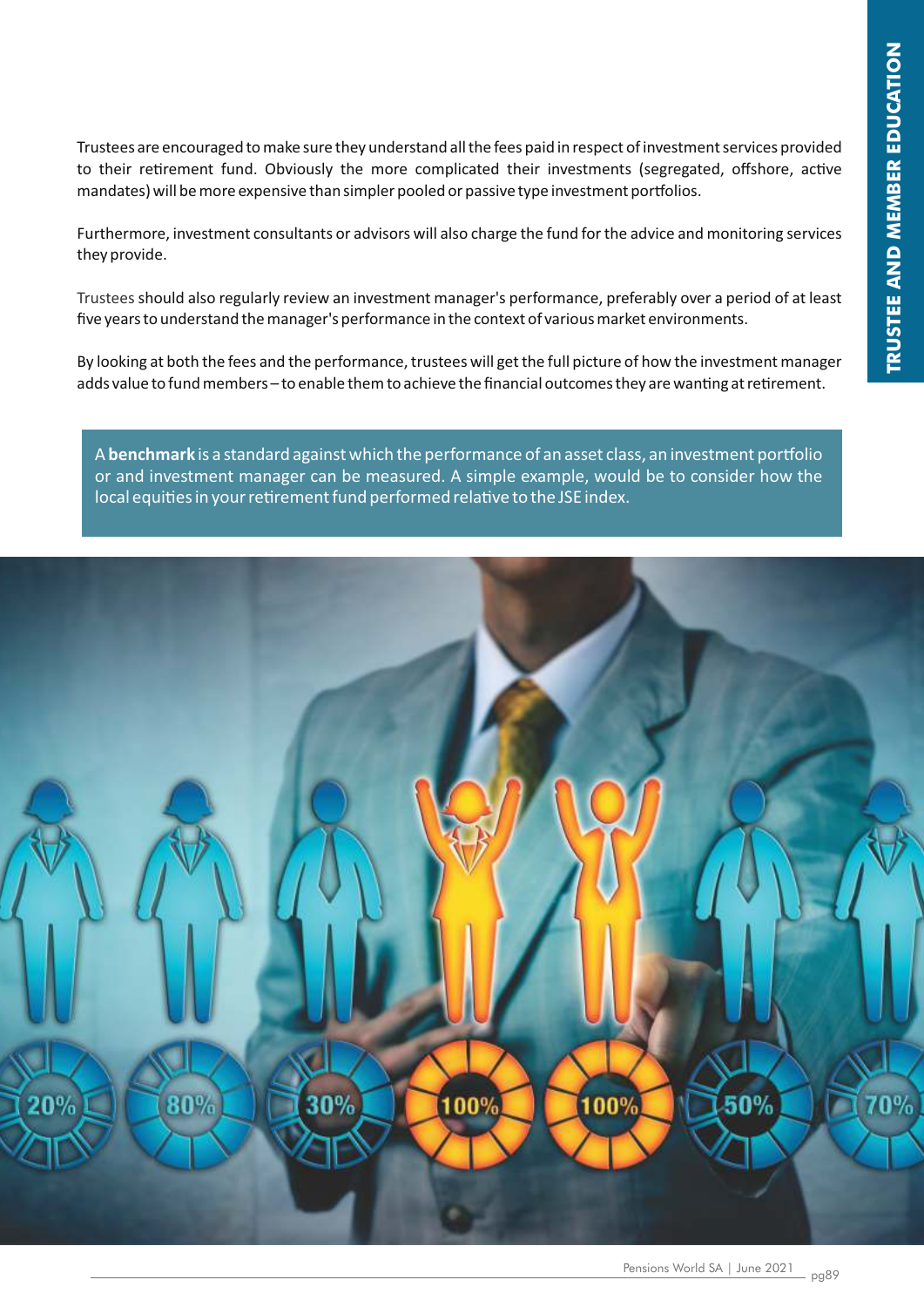Trustees are encouraged to make sure they understand all the fees paid in respect of investment services provided to their retirement fund. Obviously the more complicated their investments (segregated, offshore, active mandates) will be more expensive than simpler pooled or passive type investment portfolios.

Furthermore, investment consultants or advisors will also charge the fund for the advice and monitoring services they provide.

Trustees should also regularly review an investment manager's performance, preferably over a period of at least five years to understand the manager's performance in the context of various market environments.

By looking at both the fees and the performance, trustees will get the full picture of how the investment manager adds value to fund members – to enable them to achieve the financial outcomes they are wanting at retirement.

A **benchmark** is a standard against which the performance of an asset class, an investment portfolio or and investment manager can be measured. A simple example, would be to consider how the local equities in your retirement fund performed relative to the JSE index.